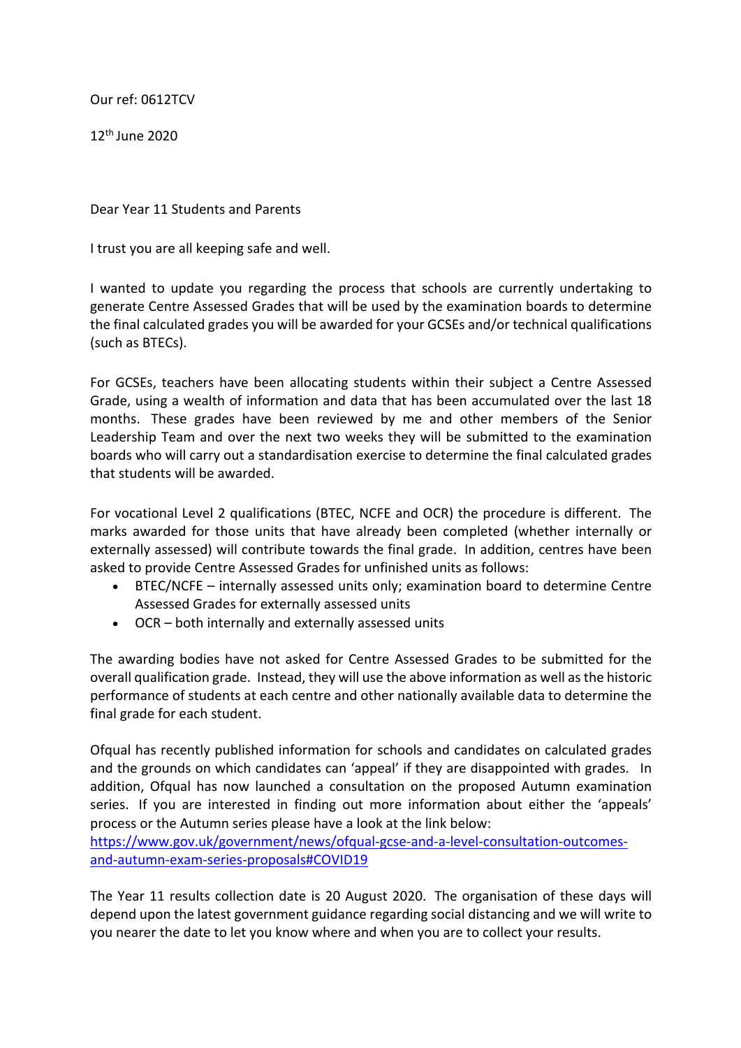Our ref: 0612TCV

12th June 2020

Dear Year 11 Students and Parents

I trust you are all keeping safe and well.

I wanted to update you regarding the process that schools are currently undertaking to generate Centre Assessed Grades that will be used by the examination boards to determine the final calculated grades you will be awarded for your GCSEs and/or technical qualifications (such as BTECs).

For GCSEs, teachers have been allocating students within their subject a Centre Assessed Grade, using a wealth of information and data that has been accumulated over the last 18 months. These grades have been reviewed by me and other members of the Senior Leadership Team and over the next two weeks they will be submitted to the examination boards who will carry out a standardisation exercise to determine the final calculated grades that students will be awarded.

For vocational Level 2 qualifications (BTEC, NCFE and OCR) the procedure is different. The marks awarded for those units that have already been completed (whether internally or externally assessed) will contribute towards the final grade. In addition, centres have been asked to provide Centre Assessed Grades for unfinished units as follows:

- BTEC/NCFE – internally assessed units only; examination board to determine Centre Assessed Grades for externally assessed units
- OCR – both internally and externally assessed units

The awarding bodies have not asked for Centre Assessed Grades to be submitted for the overall qualification grade. Instead, they will use the above information as well as the historic performance of students at each centre and other nationally available data to determine the final grade for each student.

Ofqual has recently published information for schools and candidates on calculated grades and the grounds on which candidates can 'appeal' if they are disappointed with grades. In addition, Ofqual has now launched a consultation on the proposed Autumn examination series. If you are interested in finding out more information about either the 'appeals' process or the Autumn series please have a look at the link below:
https://www.gov.uk/government/news/ofqual-gcse-and-a-level-consultation-outcomes-and-autumn-exam-series-proposals#COVID19

The Year 11 results collection date is 20 August 2020. The organisation of these days will depend upon the latest government guidance regarding social distancing and we will write to you nearer the date to let you know where and when you are to collect your results.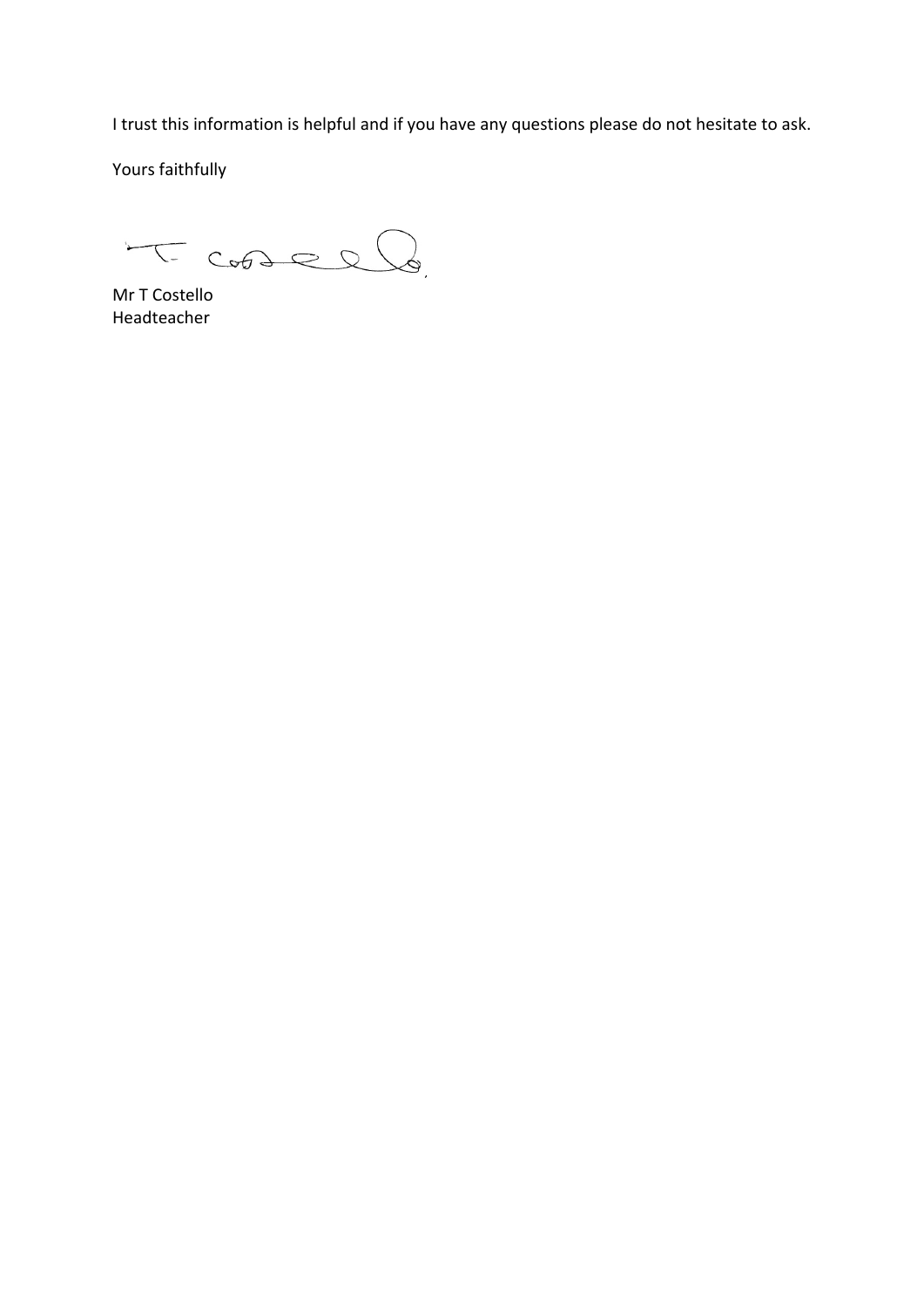I trust this information is helpful and if you have any questions please do not hesitate to ask.

Yours faithfully

Mr T Costello
Headteacher